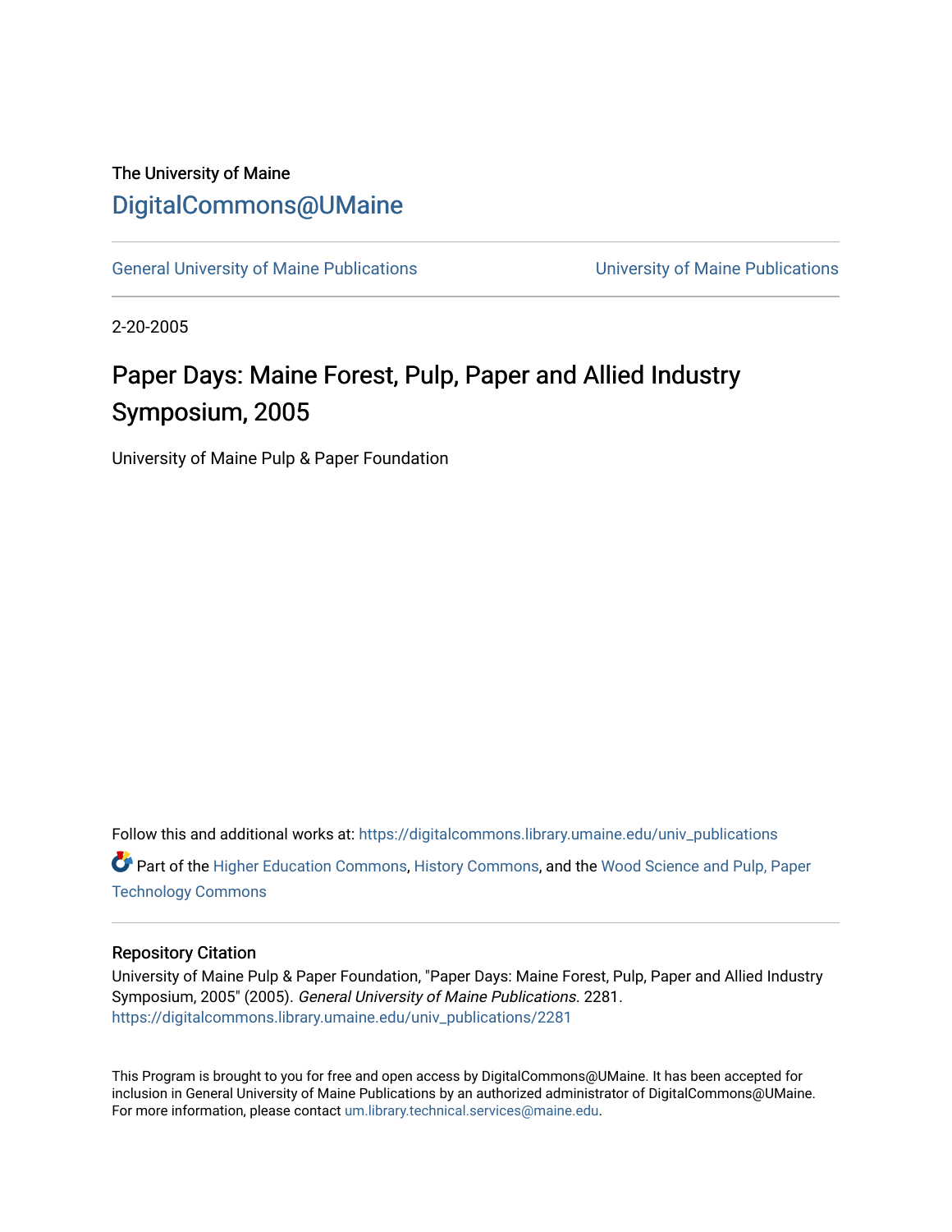The University of Maine

# DigitalCommons@UMaine

General University of Maine Publications | University of Maine Publications

2-20-2005

## Paper Days: Maine Forest, Pulp, Paper and Allied Industry Symposium, 2005

University of Maine Pulp & Paper Foundation

Follow this and additional works at: https://digitalcommons.library.umaine.edu/univ_publications

Part of the Higher Education Commons, History Commons, and the Wood Science and Pulp, Paper Technology Commons

### Repository Citation

University of Maine Pulp & Paper Foundation, "Paper Days: Maine Forest, Pulp, Paper and Allied Industry Symposium, 2005" (2005). *General University of Maine Publications*. 2281.
https://digitalcommons.library.umaine.edu/univ_publications/2281

This Program is brought to you for free and open access by DigitalCommons@UMaine. It has been accepted for inclusion in General University of Maine Publications by an authorized administrator of DigitalCommons@UMaine. For more information, please contact um.library.technical.services@maine.edu.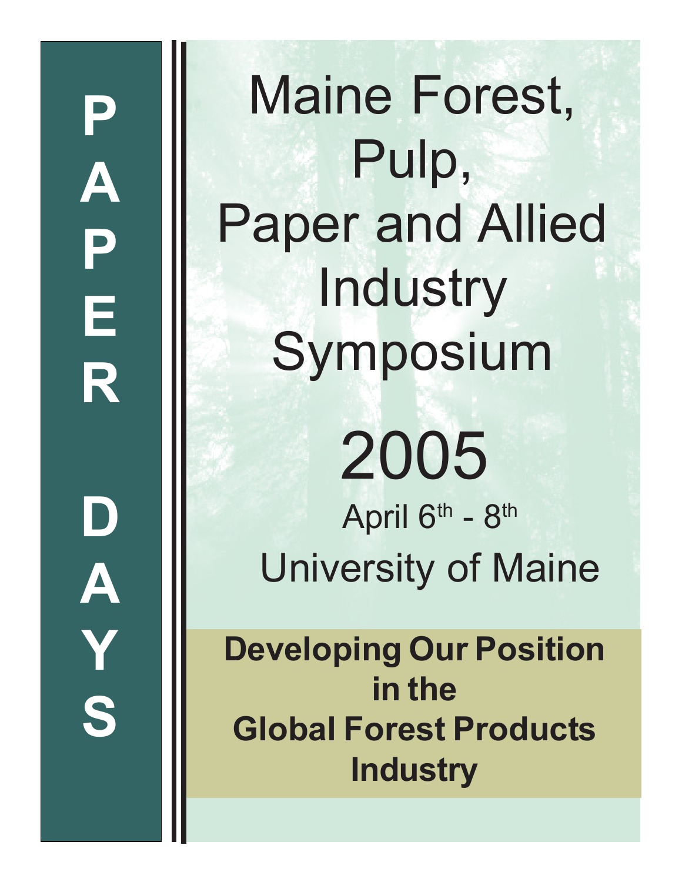P A P E R D A Y S

# Maine Forest, Pulp, Paper and Allied Industry Symposium

# 2005

April 6th - 8th

University of Maine

**Developing Our Position in the Global Forest Products Industry**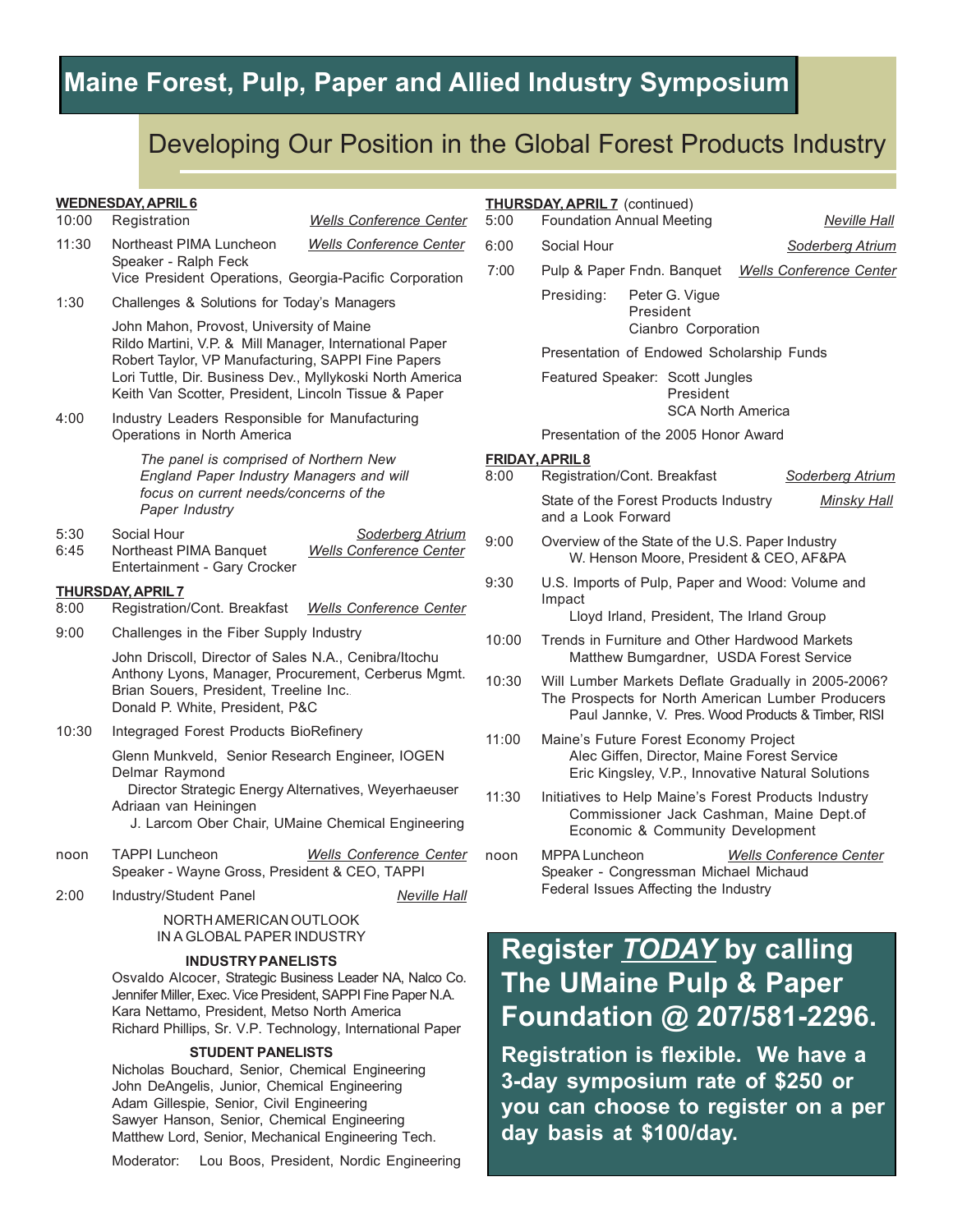# Maine Forest, Pulp, Paper and Allied Industry Symposium

## Developing Our Position in the Global Forest Products Industry

**WEDNESDAY, APRIL 6**

10:00 Registration — *Wells Conference Center*

11:30 Northeast PIMA Luncheon — *Wells Conference Center*
Speaker - Ralph Feck
Vice President Operations, Georgia-Pacific Corporation

1:30 Challenges & Solutions for Today's Managers

John Mahon, Provost, University of Maine
Rildo Martini, V.P. & Mill Manager, International Paper
Robert Taylor, VP Manufacturing, SAPPI Fine Papers
Lori Tuttle, Dir. Business Dev., Myllykoski North America
Keith Van Scotter, President, Lincoln Tissue & Paper

4:00 Industry Leaders Responsible for Manufacturing Operations in North America

*The panel is comprised of Northern New England Paper Industry Managers and will focus on current needs/concerns of the Paper Industry*

5:30 Social Hour — *Soderberg Atrium*
6:45 Northeast PIMA Banquet — *Wells Conference Center*
Entertainment - Gary Crocker

**THURSDAY, APRIL 7**

8:00 Registration/Cont. Breakfast — *Wells Conference Center*

9:00 Challenges in the Fiber Supply Industry

John Driscoll, Director of Sales N.A., Cenibra/Itochu
Anthony Lyons, Manager, Procurement, Cerberus Mgmt.
Brian Souers, President, Treeline Inc.
Donald P. White, President, P&C

10:30 Integraged Forest Products BioRefinery

Glenn Munkveld, Senior Research Engineer, IOGEN
Delmar Raymond
Director Strategic Energy Alternatives, Weyerhaeuser
Adriaan van Heiningen
J. Larcom Ober Chair, UMaine Chemical Engineering

noon TAPPI Luncheon — *Wells Conference Center*
Speaker - Wayne Gross, President & CEO, TAPPI

2:00 Industry/Student Panel — *Neville Hall*

NORTH AMERICAN OUTLOOK
IN A GLOBAL PAPER INDUSTRY

**INDUSTRY PANELISTS**

Osvaldo Alcocer, Strategic Business Leader NA, Nalco Co.
Jennifer Miller, Exec. Vice President, SAPPI Fine Paper N.A.
Kara Nettamo, President, Metso North America
Richard Phillips, Sr. V.P. Technology, International Paper

**STUDENT PANELISTS**

Nicholas Bouchard, Senior, Chemical Engineering
John DeAngelis, Junior, Chemical Engineering
Adam Gillespie, Senior, Civil Engineering
Sawyer Hanson, Senior, Chemical Engineering
Matthew Lord, Senior, Mechanical Engineering Tech.

Moderator: Lou Boos, President, Nordic Engineering

**THURSDAY, APRIL 7** (continued)

5:00 Foundation Annual Meeting — *Neville Hall*

6:00 Social Hour — *Soderberg Atrium*

7:00 Pulp & Paper Fndn. Banquet — *Wells Conference Center*

Presiding: Peter G. Vigue
President
Cianbro Corporation

Presentation of Endowed Scholarship Funds

Featured Speaker: Scott Jungles
President
SCA North America

Presentation of the 2005 Honor Award

**FRIDAY, APRIL 8**

8:00 Registration/Cont. Breakfast — *Soderberg Atrium*

State of the Forest Products Industry and a Look Forward — *Minsky Hall*

9:00 Overview of the State of the U.S. Paper Industry
W. Henson Moore, President & CEO, AF&PA

9:30 U.S. Imports of Pulp, Paper and Wood: Volume and Impact
Lloyd Irland, President, The Irland Group

10:00 Trends in Furniture and Other Hardwood Markets
Matthew Bumgardner, USDA Forest Service

10:30 Will Lumber Markets Deflate Gradually in 2005-2006? The Prospects for North American Lumber Producers
Paul Jannke, V. Pres. Wood Products & Timber, RISI

11:00 Maine's Future Forest Economy Project
Alec Giffen, Director, Maine Forest Service
Eric Kingsley, V.P., Innovative Natural Solutions

11:30 Initiatives to Help Maine's Forest Products Industry
Commissioner Jack Cashman, Maine Dept.of Economic & Community Development

noon MPPA Luncheon — *Wells Conference Center*
Speaker - Congressman Michael Michaud
Federal Issues Affecting the Industry

## Register *TODAY* by calling The UMaine Pulp & Paper Foundation @ 207/581-2296.

**Registration is flexible. We have a 3-day symposium rate of $250 or you can choose to register on a per day basis at $100/day.**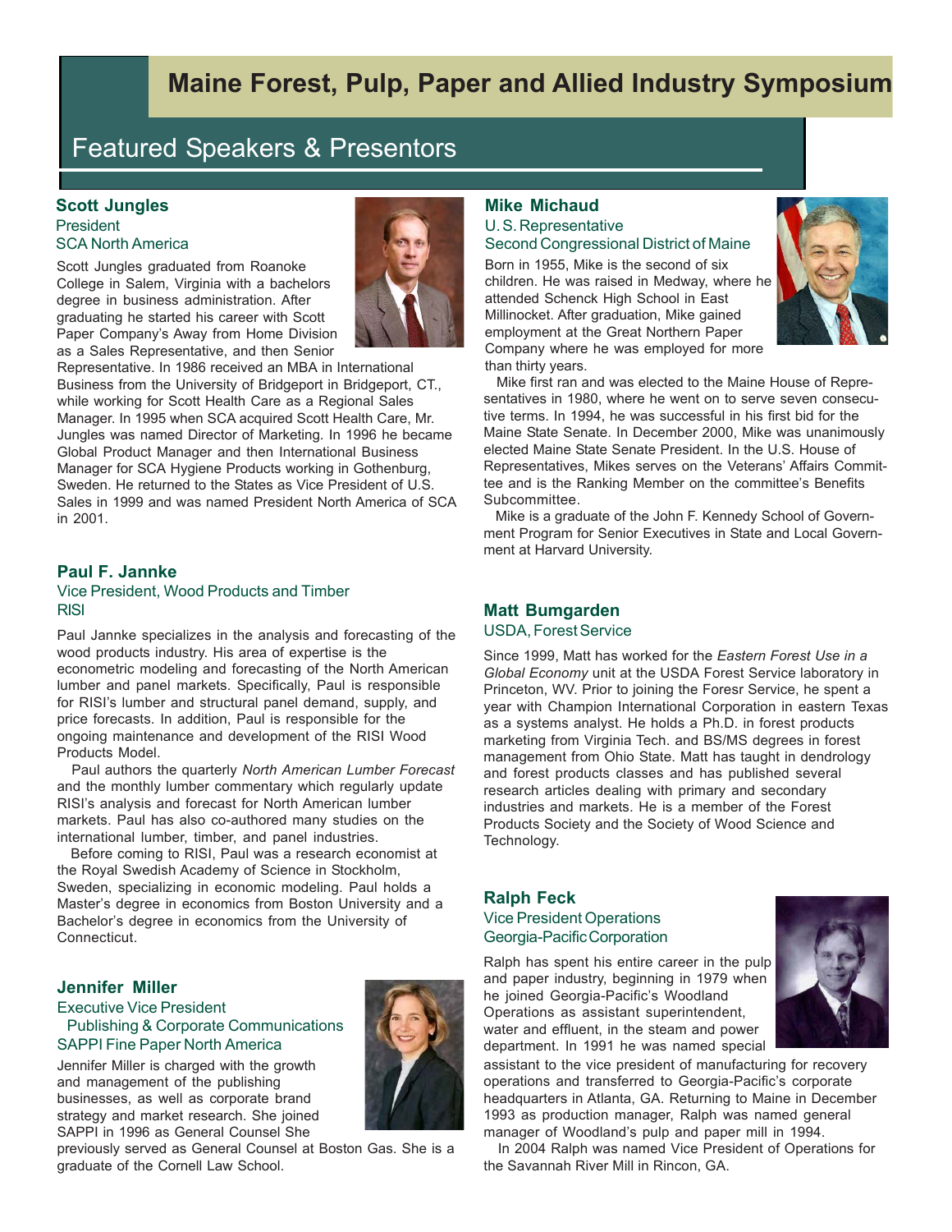# Maine Forest, Pulp, Paper and Allied Industry Symposium

## Featured Speakers & Presentors

### Scott Jungles
President
SCA North America

Scott Jungles graduated from Roanoke College in Salem, Virginia with a bachelors degree in business administration. After graduating he started his career with Scott Paper Company's Away from Home Division as a Sales Representative, and then Senior Representative. In 1986 received an MBA in International Business from the University of Bridgeport in Bridgeport, CT., while working for Scott Health Care as a Regional Sales Manager. In 1995 when SCA acquired Scott Health Care, Mr. Jungles was named Director of Marketing. In 1996 he became Global Product Manager and then International Business Manager for SCA Hygiene Products working in Gothenburg, Sweden. He returned to the States as Vice President of U.S. Sales in 1999 and was named President North America of SCA in 2001.

### Paul F. Jannke
Vice President, Wood Products and Timber
RISI

Paul Jannke specializes in the analysis and forecasting of the wood products industry. His area of expertise is the econometric modeling and forecasting of the North American lumber and panel markets. Specifically, Paul is responsible for RISI's lumber and structural panel demand, supply, and price forecasts. In addition, Paul is responsible for the ongoing maintenance and development of the RISI Wood Products Model.

Paul authors the quarterly *North American Lumber Forecast* and the monthly lumber commentary which regularly update RISI's analysis and forecast for North American lumber markets. Paul has also co-authored many studies on the international lumber, timber, and panel industries.

Before coming to RISI, Paul was a research economist at the Royal Swedish Academy of Science in Stockholm, Sweden, specializing in economic modeling. Paul holds a Master's degree in economics from Boston University and a Bachelor's degree in economics from the University of Connecticut.

### Jennifer Miller
Executive Vice President
Publishing & Corporate Communications
SAPPI Fine Paper North America

Jennifer Miller is charged with the growth and management of the publishing businesses, as well as corporate brand strategy and market research. She joined SAPPI in 1996 as General Counsel She previously served as General Counsel at Boston Gas. She is a graduate of the Cornell Law School.

### Mike Michaud
U. S. Representative
Second Congressional District of Maine

Born in 1955, Mike is the second of six children. He was raised in Medway, where he attended Schenck High School in East Millinocket. After graduation, Mike gained employment at the Great Northern Paper Company where he was employed for more than thirty years.

Mike first ran and was elected to the Maine House of Representatives in 1980, where he went on to serve seven consecutive terms. In 1994, he was successful in his first bid for the Maine State Senate. In December 2000, Mike was unanimously elected Maine State Senate President. In the U.S. House of Representatives, Mikes serves on the Veterans' Affairs Committee and is the Ranking Member on the committee's Benefits Subcommittee.

Mike is a graduate of the John F. Kennedy School of Government Program for Senior Executives in State and Local Government at Harvard University.

### Matt Bumgarden
USDA, Forest Service

Since 1999, Matt has worked for the *Eastern Forest Use in a Global Economy* unit at the USDA Forest Service laboratory in Princeton, WV. Prior to joining the Foresr Service, he spent a year with Champion International Corporation in eastern Texas as a systems analyst. He holds a Ph.D. in forest products marketing from Virginia Tech. and BS/MS degrees in forest management from Ohio State. Matt has taught in dendrology and forest products classes and has published several research articles dealing with primary and secondary industries and markets. He is a member of the Forest Products Society and the Society of Wood Science and Technology.

### Ralph Feck
Vice President Operations
Georgia-Pacific Corporation

Ralph has spent his entire career in the pulp and paper industry, beginning in 1979 when he joined Georgia-Pacific's Woodland Operations as assistant superintendent, water and effluent, in the steam and power department. In 1991 he was named special assistant to the vice president of manufacturing for recovery operations and transferred to Georgia-Pacific's corporate headquarters in Atlanta, GA. Returning to Maine in December 1993 as production manager, Ralph was named general manager of Woodland's pulp and paper mill in 1994.

In 2004 Ralph was named Vice President of Operations for the Savannah River Mill in Rincon, GA.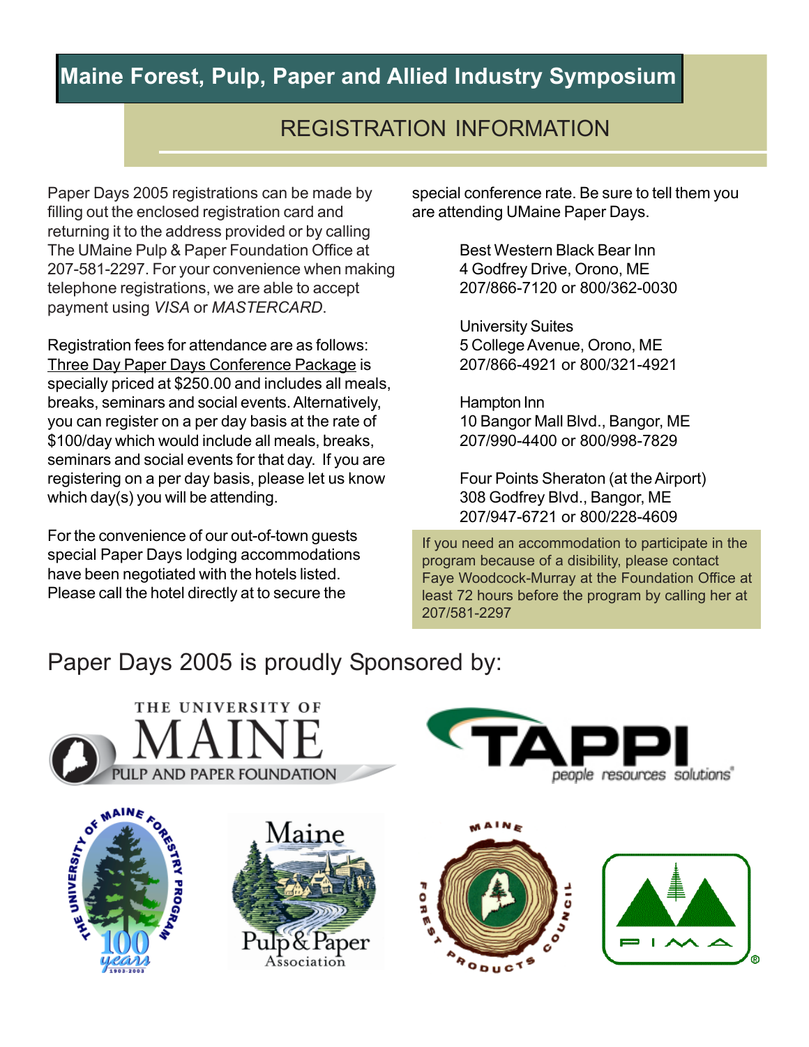# Maine Forest, Pulp, Paper and Allied Industry Symposium

## REGISTRATION INFORMATION

Paper Days 2005 registrations can be made by filling out the enclosed registration card and returning it to the address provided or by calling The UMaine Pulp & Paper Foundation Office at 207-581-2297. For your convenience when making telephone registrations, we are able to accept payment using *VISA* or *MASTERCARD*.

Registration fees for attendance are as follows: Three Day Paper Days Conference Package is specially priced at $250.00 and includes all meals, breaks, seminars and social events. Alternatively, you can register on a per day basis at the rate of $100/day which would include all meals, breaks, seminars and social events for that day. If you are registering on a per day basis, please let us know which day(s) you will be attending.

For the convenience of our out-of-town guests special Paper Days lodging accommodations have been negotiated with the hotels listed. Please call the hotel directly at to secure the special conference rate. Be sure to tell them you are attending UMaine Paper Days.

Best Western Black Bear Inn
4 Godfrey Drive, Orono, ME
207/866-7120 or 800/362-0030

University Suites
5 College Avenue, Orono, ME
207/866-4921 or 800/321-4921

Hampton Inn
10 Bangor Mall Blvd., Bangor, ME
207/990-4400 or 800/998-7829

Four Points Sheraton (at the Airport)
308 Godfrey Blvd., Bangor, ME
207/947-6721 or 800/228-4609

If you need an accommodation to participate in the program because of a disibility, please contact Faye Woodcock-Murray at the Foundation Office at least 72 hours before the program by calling her at 207/581-2297

## Paper Days 2005 is proudly Sponsored by:

The University of Maine Pulp and Paper Foundation

TAPPI — people resources solutions

The University of Maine Forestry Program — 100 years 1903-2003

Maine Pulp & Paper Association

Maine Forest Products Council

PIMA